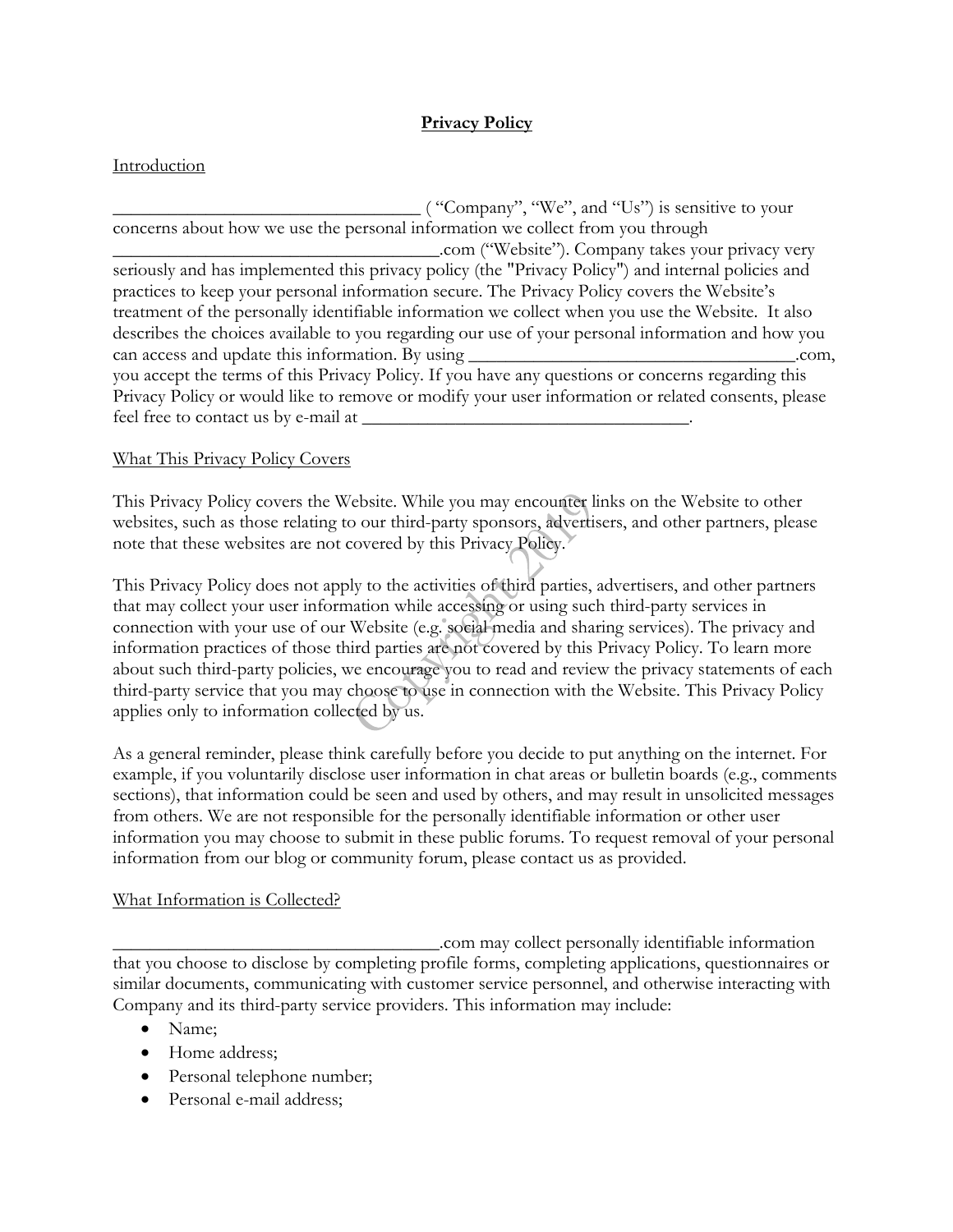# Privacy Policy

## Introduction

_________________________________ ( "Company", "We", and "Us") is sensitive to your concerns about how we use the personal information we collect from you through ___________________________________.com ("Website"). Company takes your privacy very seriously and has implemented this privacy policy (the "Privacy Policy") and internal policies and practices to keep your personal information secure. The Privacy Policy covers the Website's treatment of the personally identifiable information we collect when you use the Website. It also describes the choices available to you regarding our use of your personal information and how you can access and update this information. By using ___________________________________.com, you accept the terms of this Privacy Policy. If you have any questions or concerns regarding this Privacy Policy or would like to remove or modify your user information or related consents, please feel free to contact us by e-mail at ___________________________________.

## What This Privacy Policy Covers

This Privacy Policy covers the Website. While you may encounter links on the Website to other websites, such as those relating to our third-party sponsors, advertisers, and other partners, please note that these websites are not covered by this Privacy Policy.

This Privacy Policy does not apply to the activities of third parties, advertisers, and other partners that may collect your user information while accessing or using such third-party services in connection with your use of our Website (e.g. social media and sharing services). The privacy and information practices of those third parties are not covered by this Privacy Policy. To learn more about such third-party policies, we encourage you to read and review the privacy statements of each third-party service that you may choose to use in connection with the Website. This Privacy Policy applies only to information collected by us.

As a general reminder, please think carefully before you decide to put anything on the internet. For example, if you voluntarily disclose user information in chat areas or bulletin boards (e.g., comments sections), that information could be seen and used by others, and may result in unsolicited messages from others. We are not responsible for the personally identifiable information or other user information you may choose to submit in these public forums. To request removal of your personal information from our blog or community forum, please contact us as provided.

## What Information is Collected?

___________________________________.com may collect personally identifiable information that you choose to disclose by completing profile forms, completing applications, questionnaires or similar documents, communicating with customer service personnel, and otherwise interacting with Company and its third-party service providers. This information may include:

- Name;
- Home address;
- Personal telephone number;
- Personal e-mail address;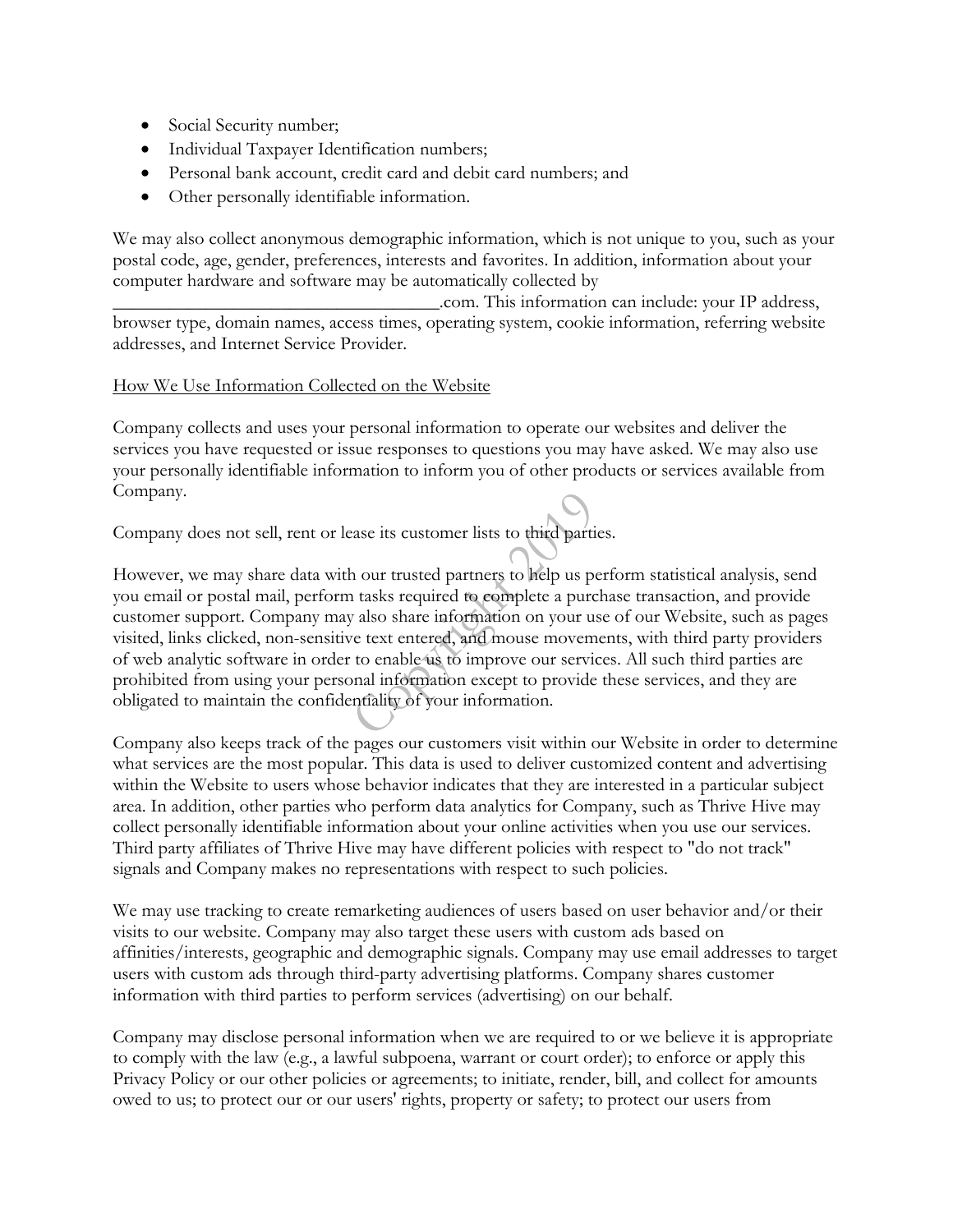- Social Security number;
- Individual Taxpayer Identification numbers;
- Personal bank account, credit card and debit card numbers; and
- Other personally identifiable information.

We may also collect anonymous demographic information, which is not unique to you, such as your postal code, age, gender, preferences, interests and favorites. In addition, information about your computer hardware and software may be automatically collected by ___________________________________.com. This information can include: your IP address, browser type, domain names, access times, operating system, cookie information, referring website addresses, and Internet Service Provider.

How We Use Information Collected on the Website

Company collects and uses your personal information to operate our websites and deliver the services you have requested or issue responses to questions you may have asked. We may also use your personally identifiable information to inform you of other products or services available from Company.

Company does not sell, rent or lease its customer lists to third parties.

However, we may share data with our trusted partners to help us perform statistical analysis, send you email or postal mail, perform tasks required to complete a purchase transaction, and provide customer support. Company may also share information on your use of our Website, such as pages visited, links clicked, non-sensitive text entered, and mouse movements, with third party providers of web analytic software in order to enable us to improve our services. All such third parties are prohibited from using your personal information except to provide these services, and they are obligated to maintain the confidentiality of your information.

Company also keeps track of the pages our customers visit within our Website in order to determine what services are the most popular. This data is used to deliver customized content and advertising within the Website to users whose behavior indicates that they are interested in a particular subject area. In addition, other parties who perform data analytics for Company, such as Thrive Hive may collect personally identifiable information about your online activities when you use our services. Third party affiliates of Thrive Hive may have different policies with respect to "do not track" signals and Company makes no representations with respect to such policies.

We may use tracking to create remarketing audiences of users based on user behavior and/or their visits to our website. Company may also target these users with custom ads based on affinities/interests, geographic and demographic signals. Company may use email addresses to target users with custom ads through third-party advertising platforms. Company shares customer information with third parties to perform services (advertising) on our behalf.

Company may disclose personal information when we are required to or we believe it is appropriate to comply with the law (e.g., a lawful subpoena, warrant or court order); to enforce or apply this Privacy Policy or our other policies or agreements; to initiate, render, bill, and collect for amounts owed to us; to protect our or our users' rights, property or safety; to protect our users from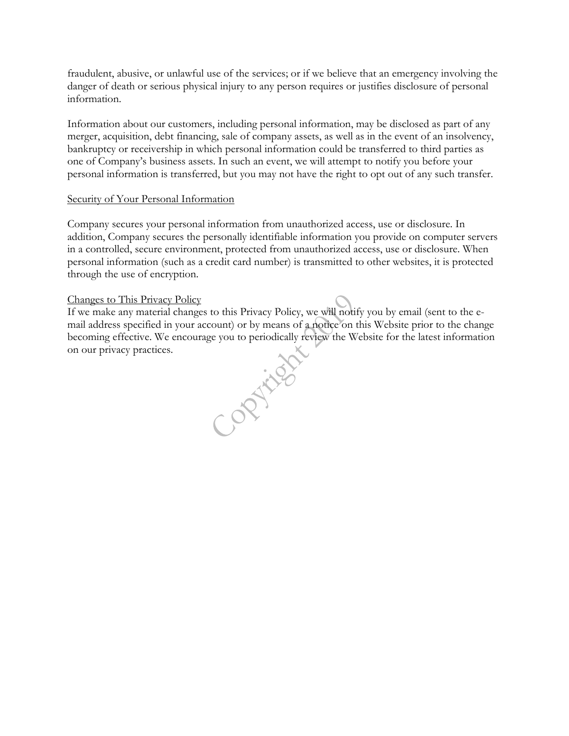fraudulent, abusive, or unlawful use of the services; or if we believe that an emergency involving the danger of death or serious physical injury to any person requires or justifies disclosure of personal information.

Information about our customers, including personal information, may be disclosed as part of any merger, acquisition, debt financing, sale of company assets, as well as in the event of an insolvency, bankruptcy or receivership in which personal information could be transferred to third parties as one of Company's business assets. In such an event, we will attempt to notify you before your personal information is transferred, but you may not have the right to opt out of any such transfer.

<u>Security of Your Personal Information</u>

Company secures your personal information from unauthorized access, use or disclosure. In addition, Company secures the personally identifiable information you provide on computer servers in a controlled, secure environment, protected from unauthorized access, use or disclosure. When personal information (such as a credit card number) is transmitted to other websites, it is protected through the use of encryption.

<u>Changes to This Privacy Policy</u>

If we make any material changes to this Privacy Policy, we will notify you by email (sent to the e-mail address specified in your account) or by means of a notice on this Website prior to the change becoming effective. We encourage you to periodically review the Website for the latest information on our privacy practices.